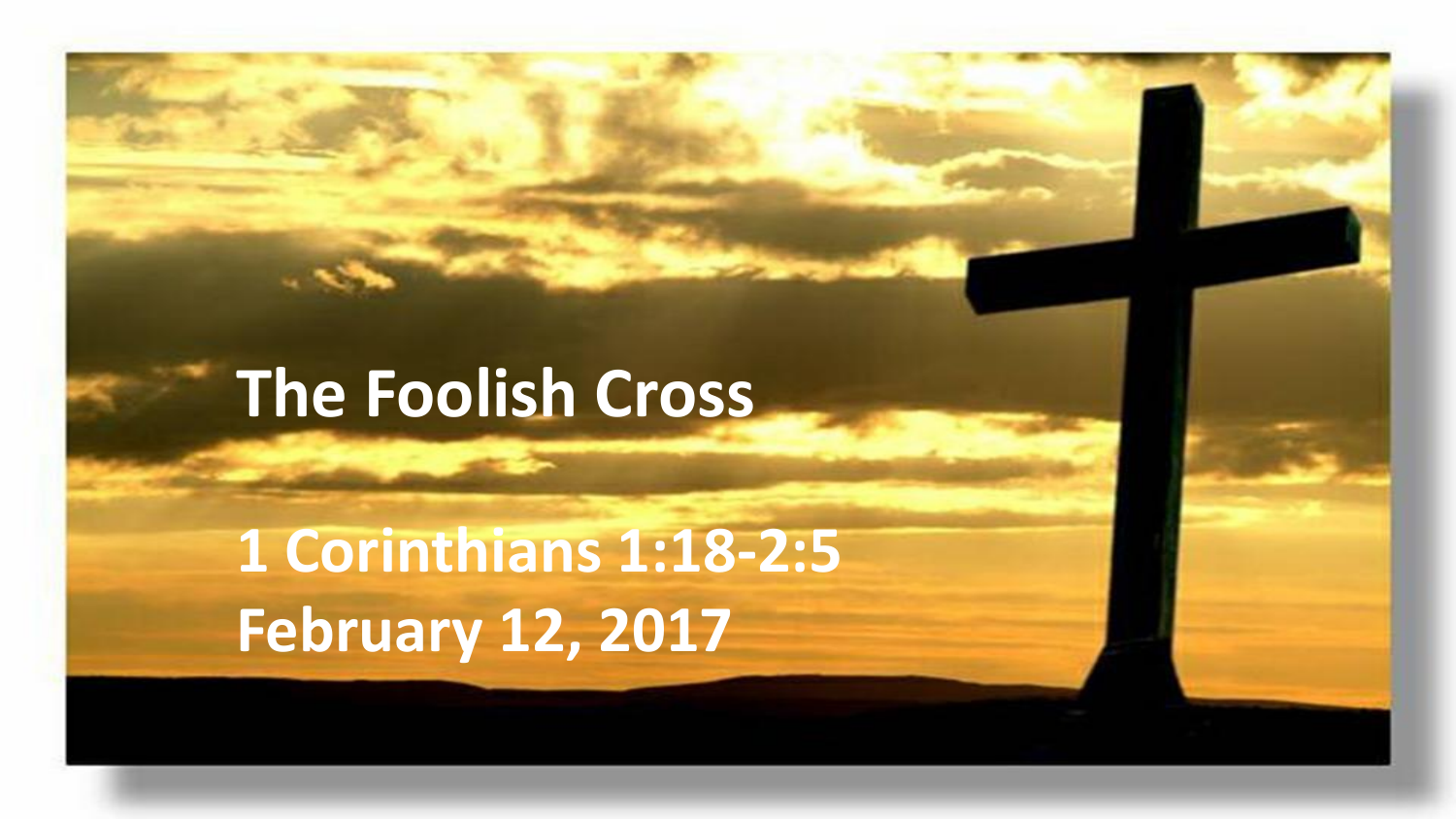# The Foolish Cross

1 Corinthians 1:18-2:5
February 12, 2017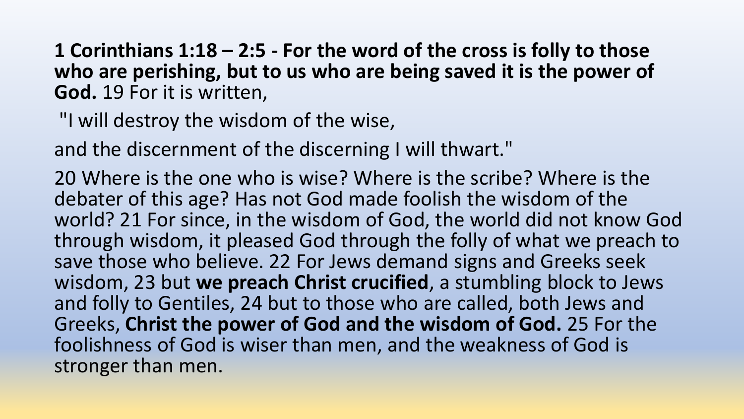**1 Corinthians 1:18 – 2:5 - For the word of the cross is folly to those who are perishing, but to us who are being saved it is the power of God.** 19 For it is written,

"I will destroy the wisdom of the wise,

and the discernment of the discerning I will thwart."

20 Where is the one who is wise? Where is the scribe? Where is the debater of this age? Has not God made foolish the wisdom of the world? 21 For since, in the wisdom of God, the world did not know God through wisdom, it pleased God through the folly of what we preach to save those who believe. 22 For Jews demand signs and Greeks seek wisdom, 23 but **we preach Christ crucified**, a stumbling block to Jews and folly to Gentiles, 24 but to those who are called, both Jews and Greeks, **Christ the power of God and the wisdom of God.** 25 For the foolishness of God is wiser than men, and the weakness of God is stronger than men.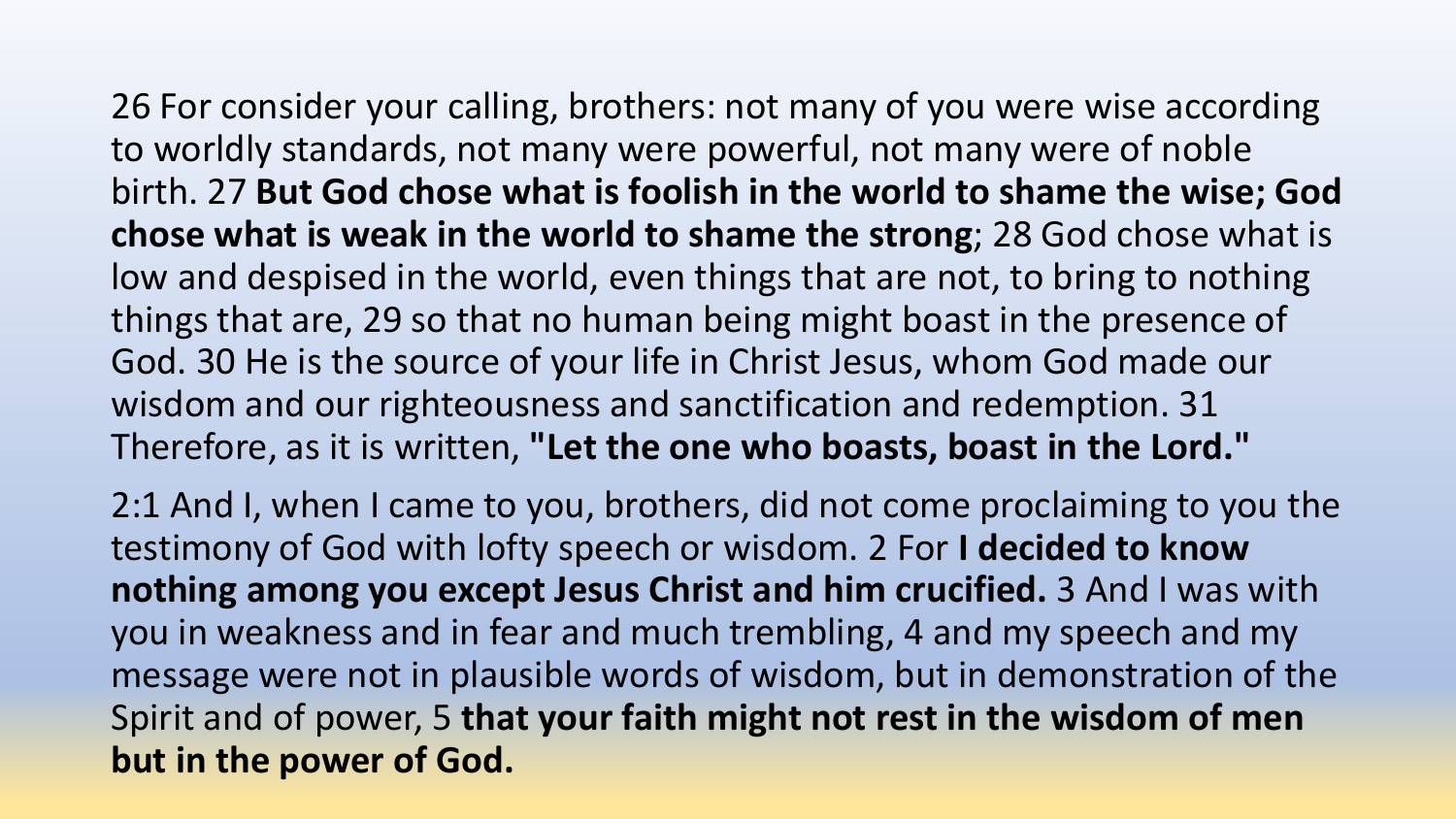26 For consider your calling, brothers: not many of you were wise according to worldly standards, not many were powerful, not many were of noble birth. 27 **But God chose what is foolish in the world to shame the wise; God chose what is weak in the world to shame the strong**; 28 God chose what is low and despised in the world, even things that are not, to bring to nothing things that are, 29 so that no human being might boast in the presence of God. 30 He is the source of your life in Christ Jesus, whom God made our wisdom and our righteousness and sanctification and redemption. 31 Therefore, as it is written, **"Let the one who boasts, boast in the Lord."**

2:1 And I, when I came to you, brothers, did not come proclaiming to you the testimony of God with lofty speech or wisdom. 2 For **I decided to know nothing among you except Jesus Christ and him crucified.** 3 And I was with you in weakness and in fear and much trembling, 4 and my speech and my message were not in plausible words of wisdom, but in demonstration of the Spirit and of power, 5 **that your faith might not rest in the wisdom of men but in the power of God.**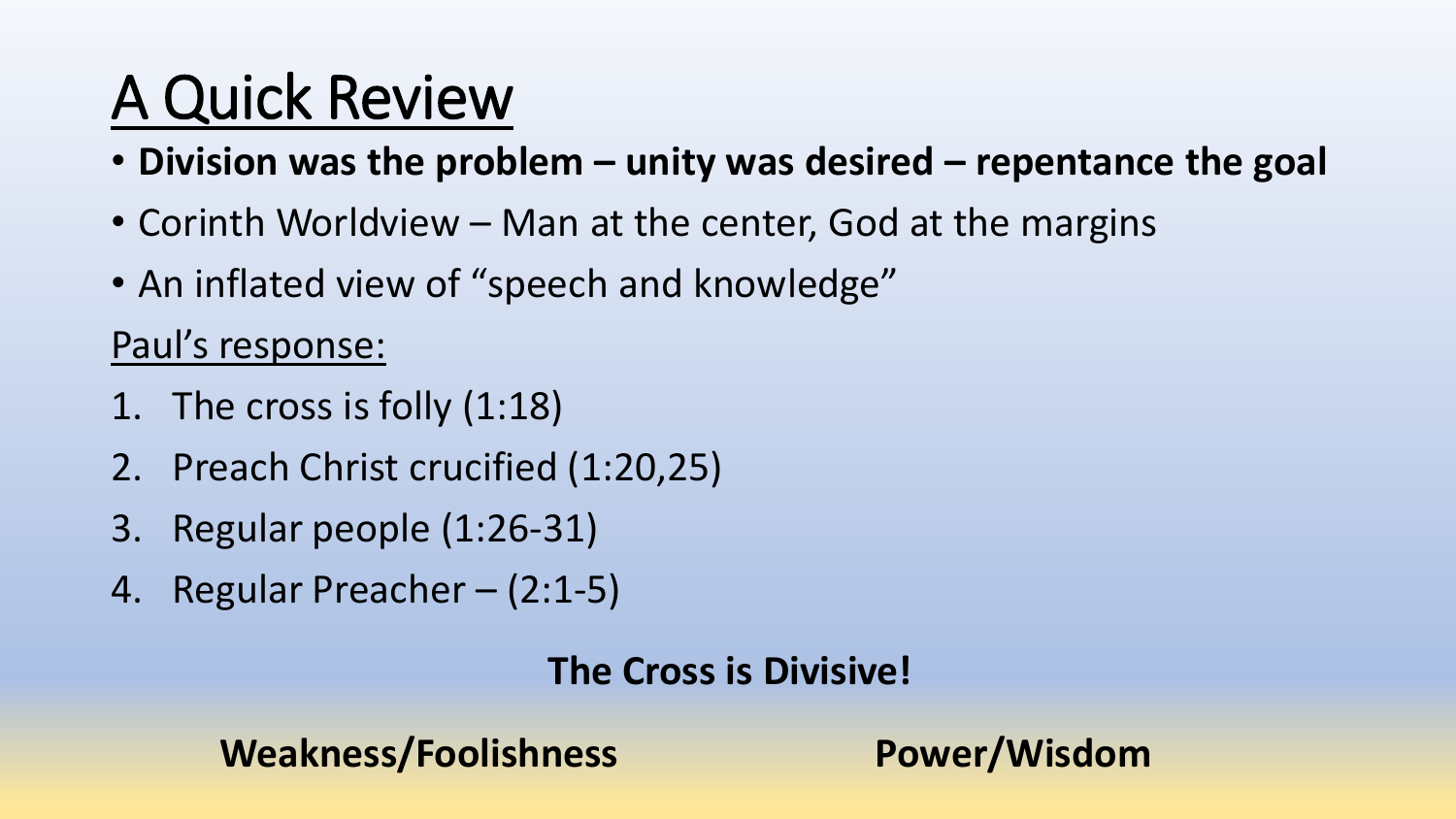# A Quick Review

- **Division was the problem – unity was desired – repentance the goal**
- Corinth Worldview – Man at the center, God at the margins
- An inflated view of "speech and knowledge"

Paul's response:

1. The cross is folly (1:18)
2. Preach Christ crucified (1:20,25)
3. Regular people (1:26-31)
4. Regular Preacher – (2:1-5)

**The Cross is Divisive!**

**Weakness/Foolishness** **Power/Wisdom**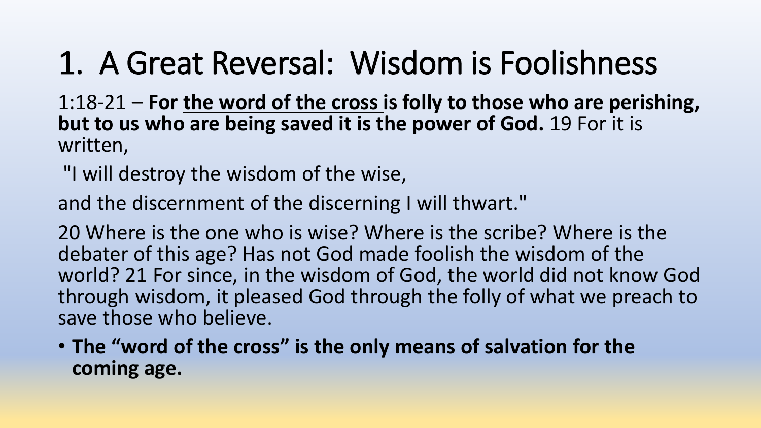# 1. A Great Reversal: Wisdom is Foolishness

1:18-21 – **For the word of the cross is folly to those who are perishing, but to us who are being saved it is the power of God.** 19 For it is written,

"I will destroy the wisdom of the wise,

and the discernment of the discerning I will thwart."

20 Where is the one who is wise? Where is the scribe? Where is the debater of this age? Has not God made foolish the wisdom of the world? 21 For since, in the wisdom of God, the world did not know God through wisdom, it pleased God through the folly of what we preach to save those who believe.

- **The "word of the cross" is the only means of salvation for the coming age.**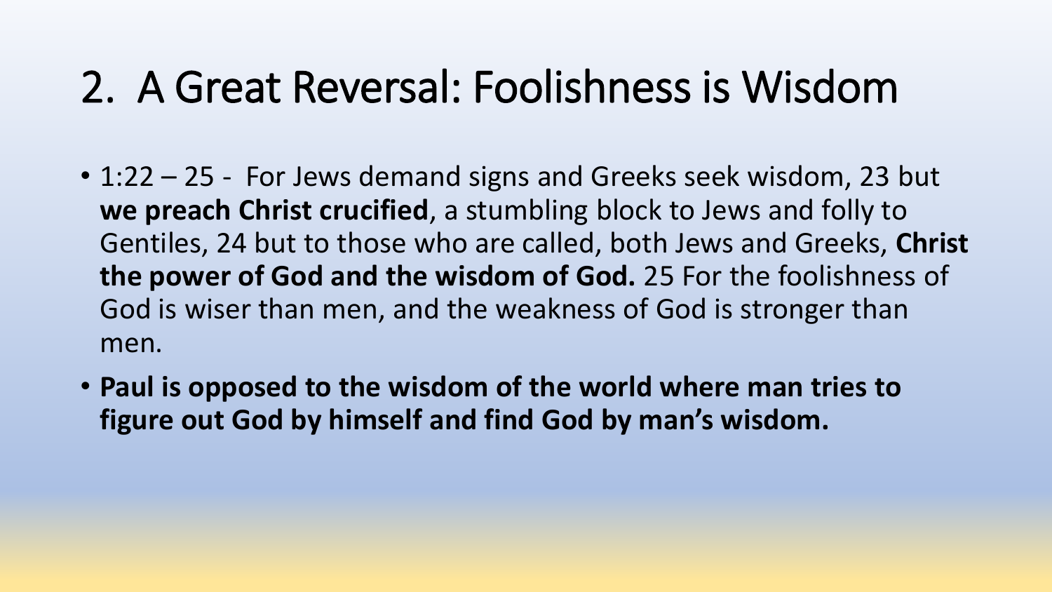# 2. A Great Reversal: Foolishness is Wisdom

- 1:22 – 25 - For Jews demand signs and Greeks seek wisdom, 23 but **we preach Christ crucified**, a stumbling block to Jews and folly to Gentiles, 24 but to those who are called, both Jews and Greeks, **Christ the power of God and the wisdom of God.** 25 For the foolishness of God is wiser than men, and the weakness of God is stronger than men.
- **Paul is opposed to the wisdom of the world where man tries to figure out God by himself and find God by man's wisdom.**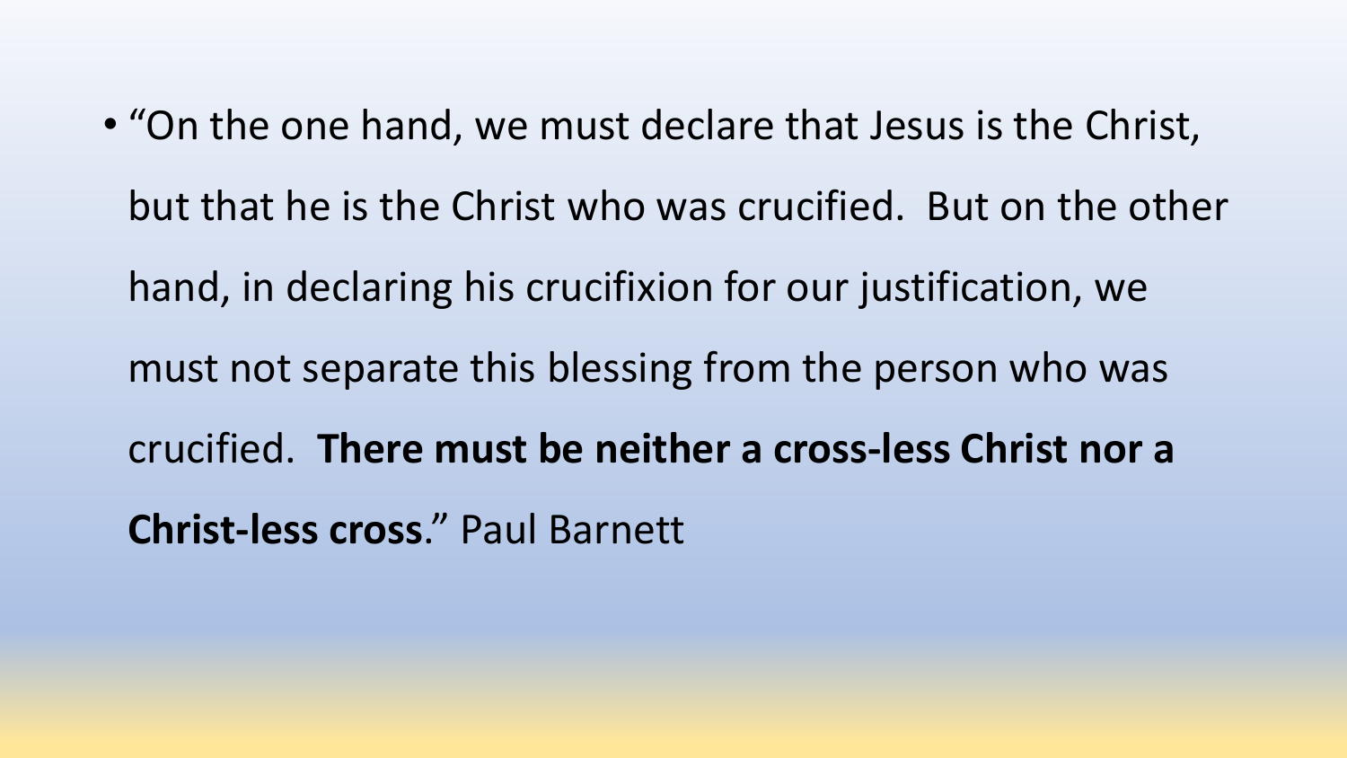- "On the one hand, we must declare that Jesus is the Christ, but that he is the Christ who was crucified. But on the other hand, in declaring his crucifixion for our justification, we must not separate this blessing from the person who was crucified. **There must be neither a cross-less Christ nor a Christ-less cross**." Paul Barnett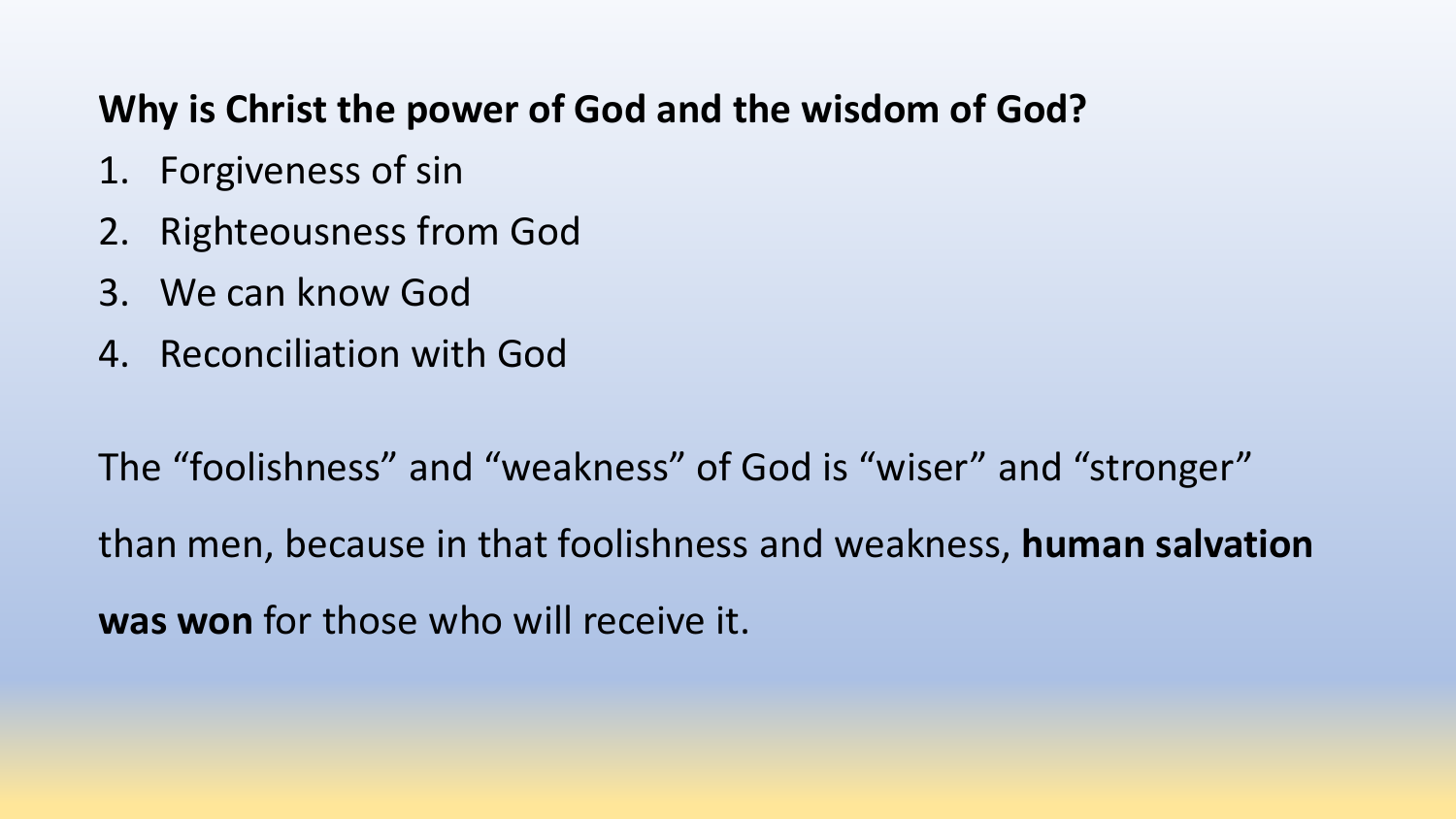**Why is Christ the power of God and the wisdom of God?**

1. Forgiveness of sin
2. Righteousness from God
3. We can know God
4. Reconciliation with God

The “foolishness” and “weakness” of God is “wiser” and “stronger” than men, because in that foolishness and weakness, **human salvation was won** for those who will receive it.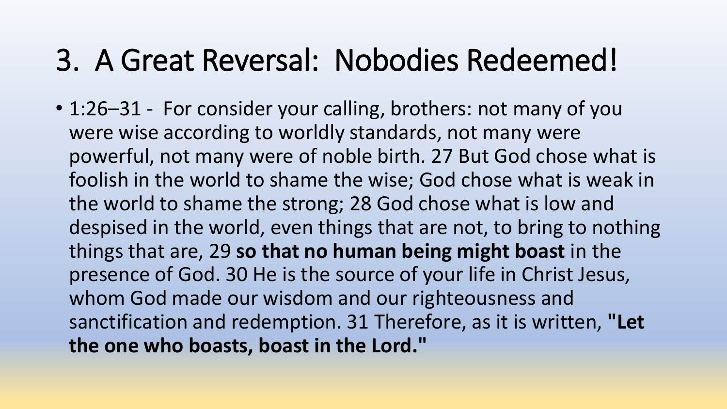# 3. A Great Reversal: Nobodies Redeemed!

- 1:26–31 - For consider your calling, brothers: not many of you were wise according to worldly standards, not many were powerful, not many were of noble birth. 27 But God chose what is foolish in the world to shame the wise; God chose what is weak in the world to shame the strong; 28 God chose what is low and despised in the world, even things that are not, to bring to nothing things that are, 29 **so that no human being might boast** in the presence of God. 30 He is the source of your life in Christ Jesus, whom God made our wisdom and our righteousness and sanctification and redemption. 31 Therefore, as it is written, **"Let the one who boasts, boast in the Lord."**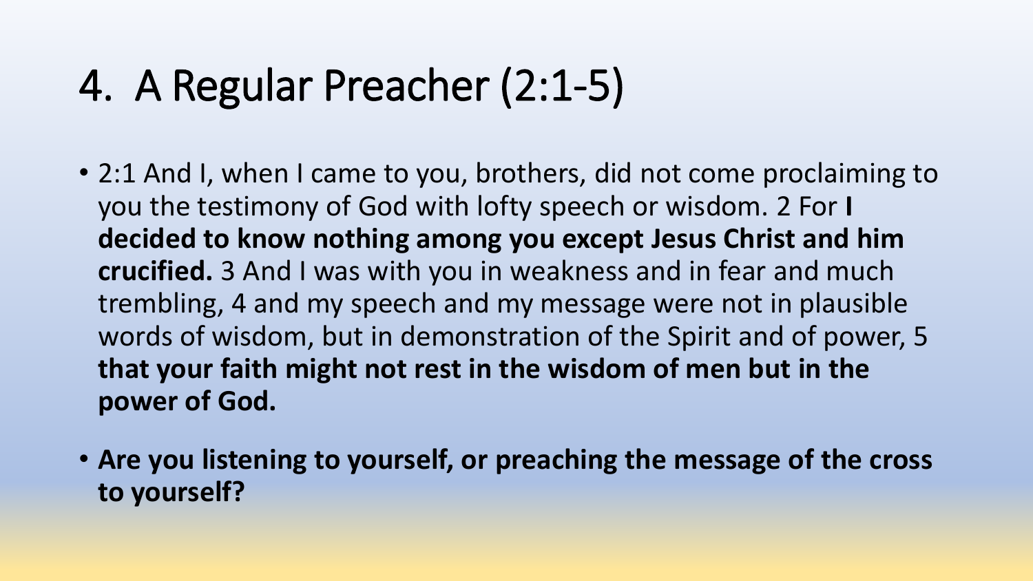# 4. A Regular Preacher (2:1-5)

- 2:1 And I, when I came to you, brothers, did not come proclaiming to you the testimony of God with lofty speech or wisdom. 2 For **I decided to know nothing among you except Jesus Christ and him crucified.** 3 And I was with you in weakness and in fear and much trembling, 4 and my speech and my message were not in plausible words of wisdom, but in demonstration of the Spirit and of power, 5 **that your faith might not rest in the wisdom of men but in the power of God.**
- **Are you listening to yourself, or preaching the message of the cross to yourself?**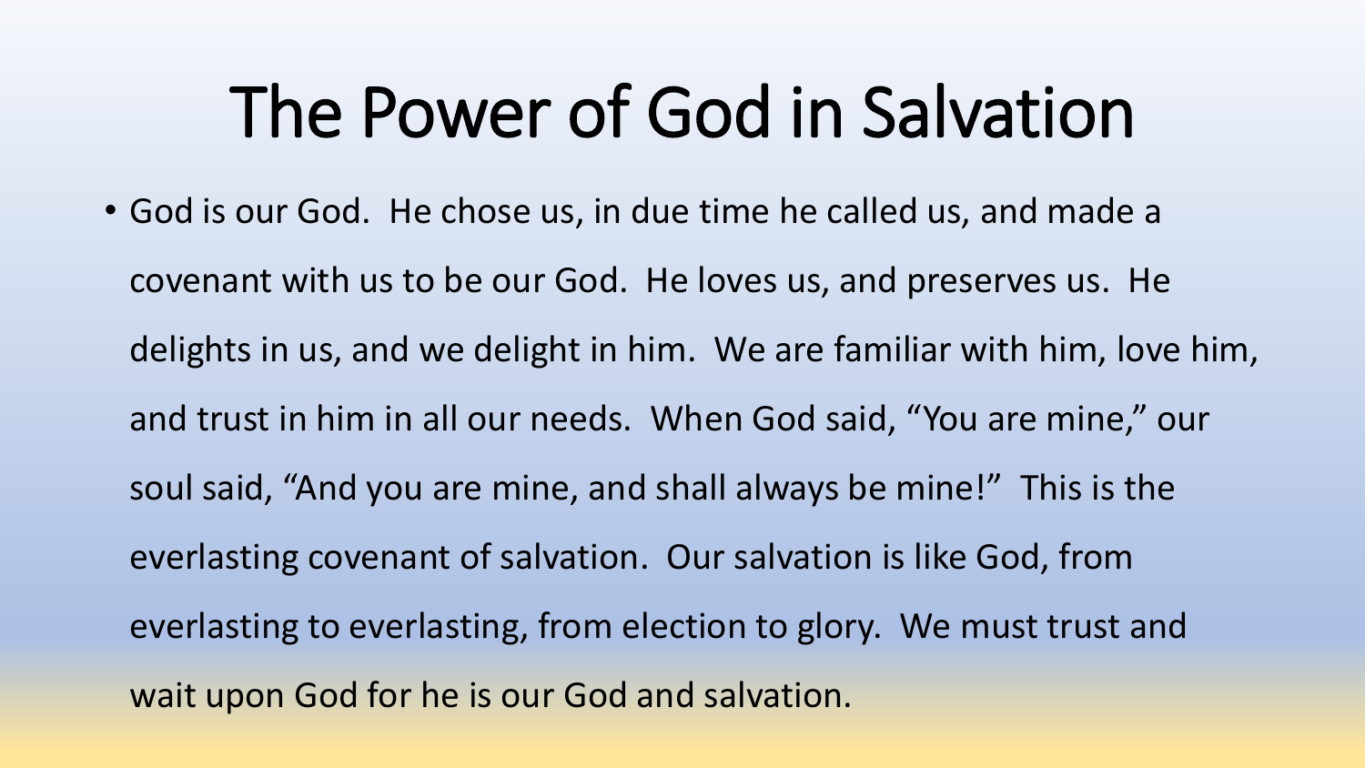# The Power of God in Salvation

- God is our God. He chose us, in due time he called us, and made a covenant with us to be our God. He loves us, and preserves us. He delights in us, and we delight in him. We are familiar with him, love him, and trust in him in all our needs. When God said, "You are mine," our soul said, "And you are mine, and shall always be mine!" This is the everlasting covenant of salvation. Our salvation is like God, from everlasting to everlasting, from election to glory. We must trust and wait upon God for he is our God and salvation.